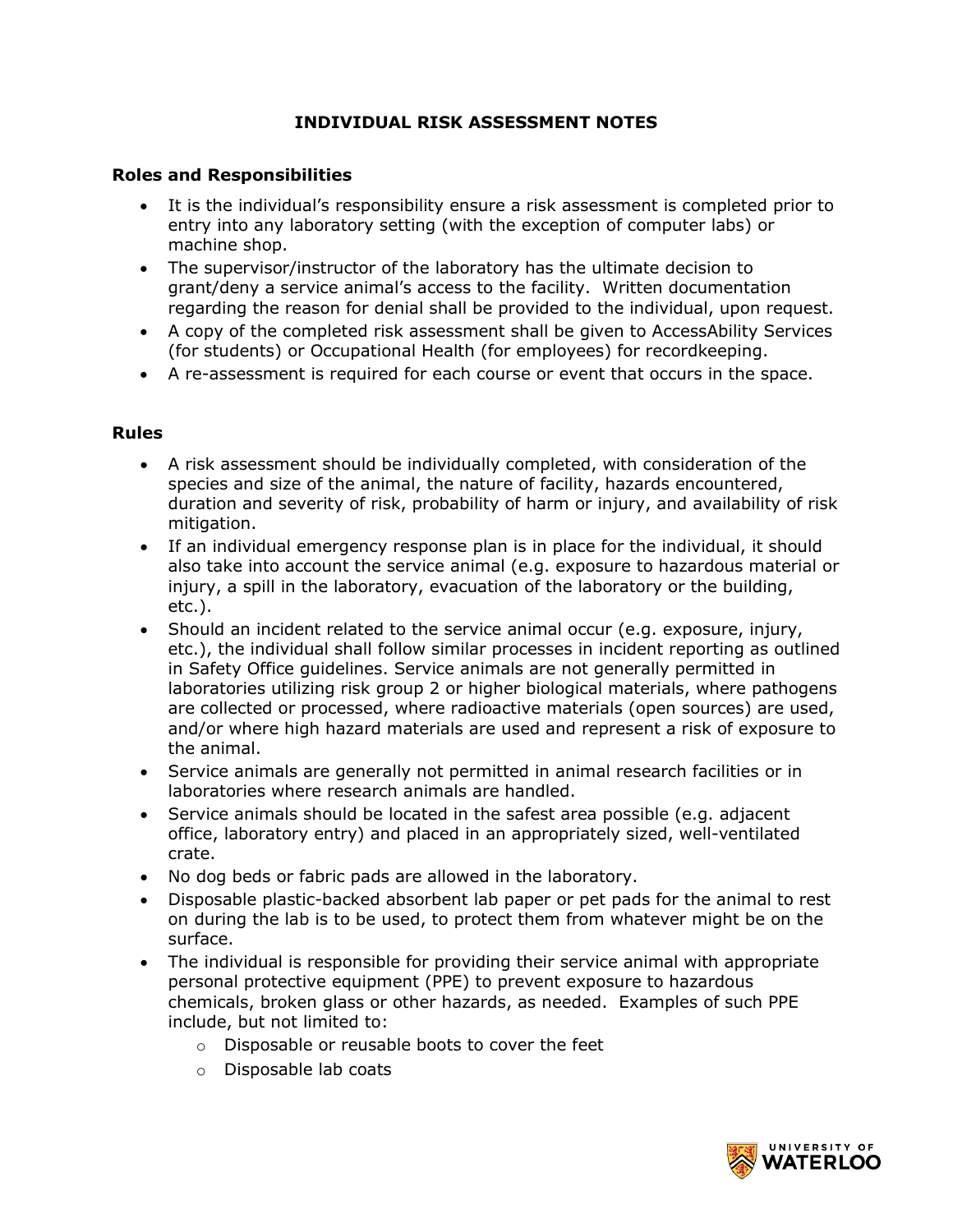# INDIVIDUAL RISK ASSESSMENT NOTES

## Roles and Responsibilities

- It is the individual's responsibility ensure a risk assessment is completed prior to entry into any laboratory setting (with the exception of computer labs) or machine shop.
- The supervisor/instructor of the laboratory has the ultimate decision to grant/deny a service animal's access to the facility. Written documentation regarding the reason for denial shall be provided to the individual, upon request.
- A copy of the completed risk assessment shall be given to AccessAbility Services (for students) or Occupational Health (for employees) for recordkeeping.
- A re-assessment is required for each course or event that occurs in the space.

## Rules

- A risk assessment should be individually completed, with consideration of the species and size of the animal, the nature of facility, hazards encountered, duration and severity of risk, probability of harm or injury, and availability of risk mitigation.
- If an individual emergency response plan is in place for the individual, it should also take into account the service animal (e.g. exposure to hazardous material or injury, a spill in the laboratory, evacuation of the laboratory or the building, etc.).
- Should an incident related to the service animal occur (e.g. exposure, injury, etc.), the individual shall follow similar processes in incident reporting as outlined in Safety Office guidelines. Service animals are not generally permitted in laboratories utilizing risk group 2 or higher biological materials, where pathogens are collected or processed, where radioactive materials (open sources) are used, and/or where high hazard materials are used and represent a risk of exposure to the animal.
- Service animals are generally not permitted in animal research facilities or in laboratories where research animals are handled.
- Service animals should be located in the safest area possible (e.g. adjacent office, laboratory entry) and placed in an appropriately sized, well-ventilated crate.
- No dog beds or fabric pads are allowed in the laboratory.
- Disposable plastic-backed absorbent lab paper or pet pads for the animal to rest on during the lab is to be used, to protect them from whatever might be on the surface.
- The individual is responsible for providing their service animal with appropriate personal protective equipment (PPE) to prevent exposure to hazardous chemicals, broken glass or other hazards, as needed. Examples of such PPE include, but not limited to:
  - Disposable or reusable boots to cover the feet
  - Disposable lab coats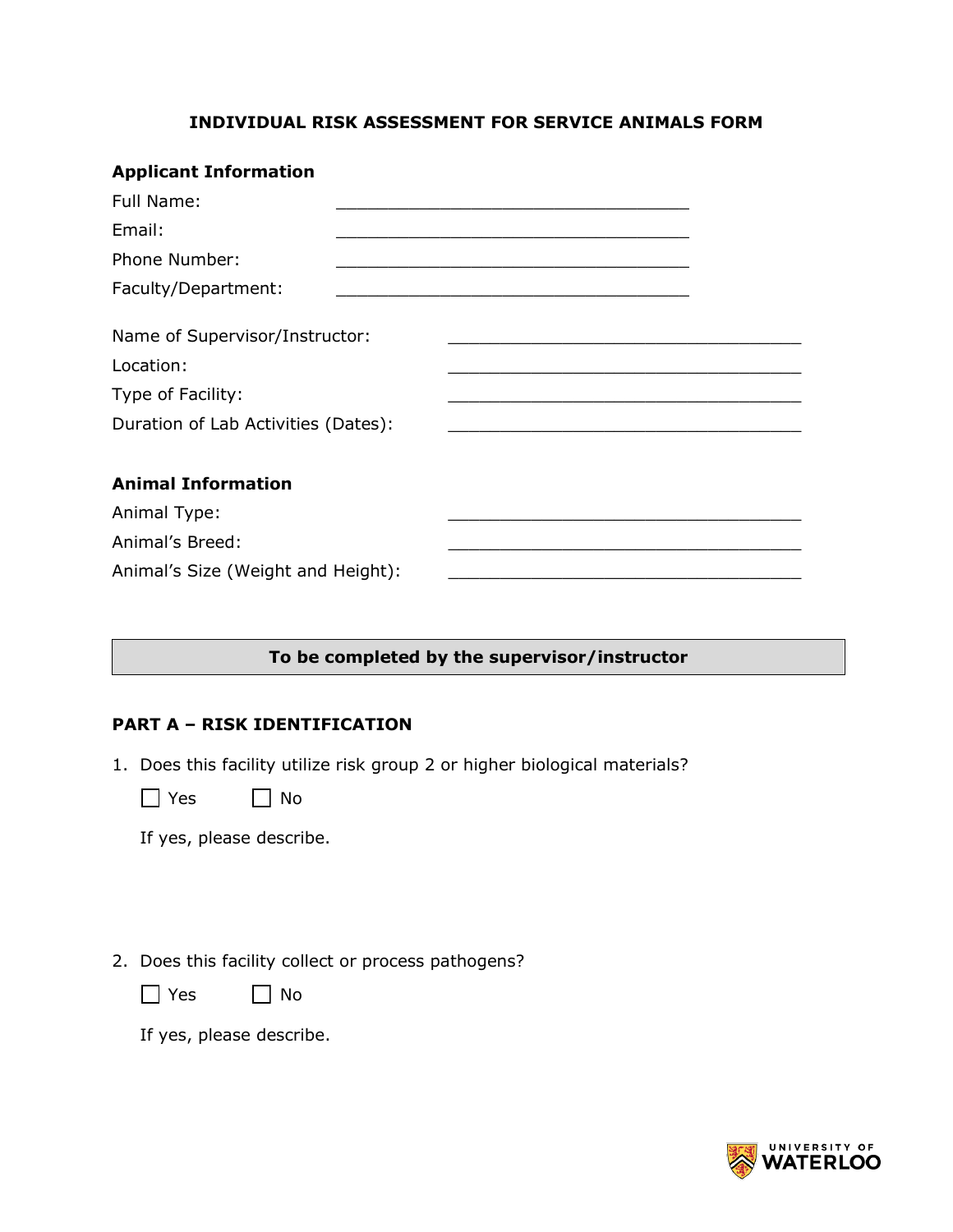## INDIVIDUAL RISK ASSESSMENT FOR SERVICE ANIMALS FORM

### Applicant Information

Full Name: ___________________________________

Email: ___________________________________

Phone Number: ___________________________________

Faculty/Department: ___________________________________

Name of Supervisor/Instructor: ___________________________________

Location: ___________________________________

Type of Facility: ___________________________________

Duration of Lab Activities (Dates): ___________________________________

### Animal Information

Animal Type: ___________________________________

Animal's Breed: ___________________________________

Animal's Size (Weight and Height): ___________________________________

**To be completed by the supervisor/instructor**

### PART A – RISK IDENTIFICATION

1. Does this facility utilize risk group 2 or higher biological materials?

   ☐ Yes ☐ No

   If yes, please describe.

2. Does this facility collect or process pathogens?

   ☐ Yes ☐ No

   If yes, please describe.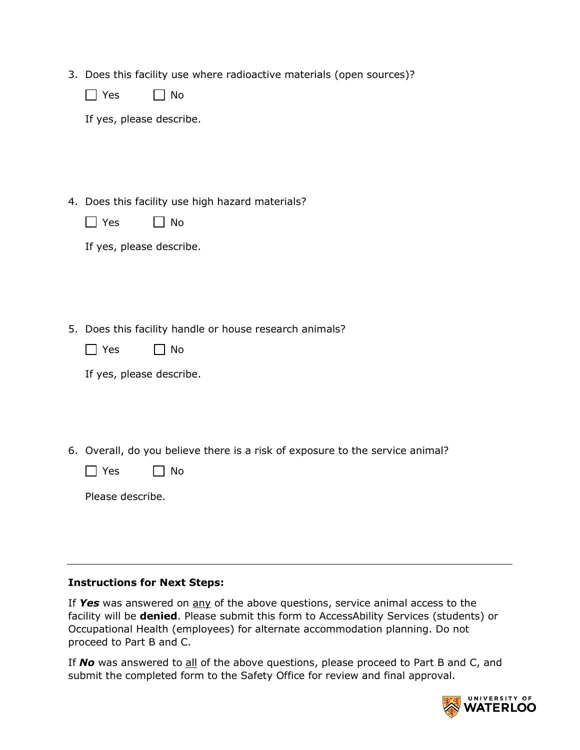3. Does this facility use where radioactive materials (open sources)?

   ☐ Yes ☐ No

   If yes, please describe.

4. Does this facility use high hazard materials?

   ☐ Yes ☐ No

   If yes, please describe.

5. Does this facility handle or house research animals?

   ☐ Yes ☐ No

   If yes, please describe.

6. Overall, do you believe there is a risk of exposure to the service animal?

   ☐ Yes ☐ No

   Please describe.

---

**Instructions for Next Steps:**

If ***Yes*** was answered on any of the above questions, service animal access to the facility will be **denied**. Please submit this form to AccessAbility Services (students) or Occupational Health (employees) for alternate accommodation planning. Do not proceed to Part B and C.

If ***No*** was answered to all of the above questions, please proceed to Part B and C, and submit the completed form to the Safety Office for review and final approval.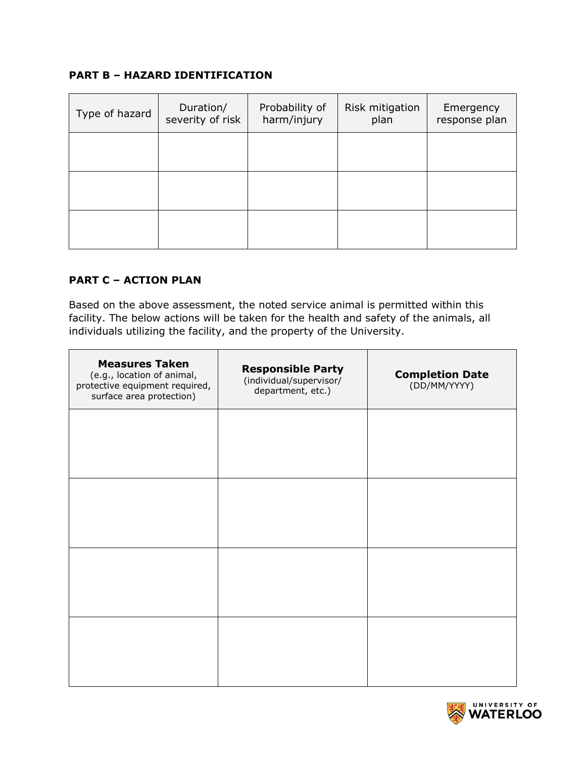## PART B – HAZARD IDENTIFICATION

| Type of hazard | Duration/ severity of risk | Probability of harm/injury | Risk mitigation plan | Emergency response plan |
|---|---|---|---|---|
| | | | | |
| | | | | |
| | | | | |

## PART C – ACTION PLAN

Based on the above assessment, the noted service animal is permitted within this facility. The below actions will be taken for the health and safety of the animals, all individuals utilizing the facility, and the property of the University.

| **Measures Taken** (e.g., location of animal, protective equipment required, surface area protection) | **Responsible Party** (individual/supervisor/ department, etc.) | **Completion Date** (DD/MM/YYYY) |
|---|---|---|
| | | |
| | | |
| | | |
| | | |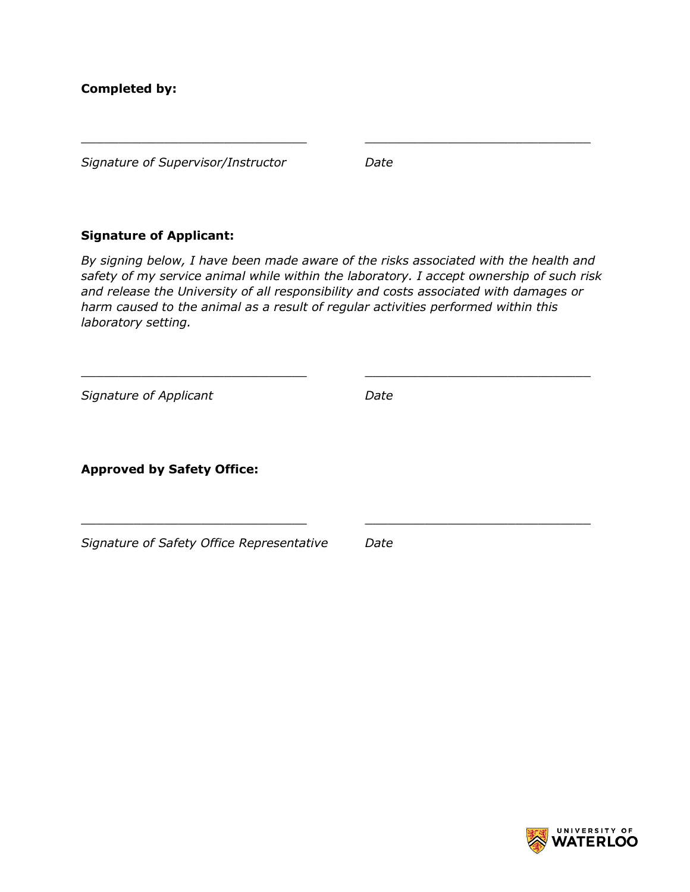**Completed by:**

\_\_\_\_\_\_\_\_\_\_\_\_\_\_\_\_\_\_\_\_\_\_\_\_\_\_\_\_\_\_ \_\_\_\_\_\_\_\_\_\_\_\_\_\_\_\_\_\_\_\_\_\_\_\_\_\_\_\_\_\_

*Signature of Supervisor/Instructor* *Date*

**Signature of Applicant:**

*By signing below, I have been made aware of the risks associated with the health and safety of my service animal while within the laboratory. I accept ownership of such risk and release the University of all responsibility and costs associated with damages or harm caused to the animal as a result of regular activities performed within this laboratory setting.*

\_\_\_\_\_\_\_\_\_\_\_\_\_\_\_\_\_\_\_\_\_\_\_\_\_\_\_\_\_\_ \_\_\_\_\_\_\_\_\_\_\_\_\_\_\_\_\_\_\_\_\_\_\_\_\_\_\_\_\_\_

*Signature of Applicant* *Date*

**Approved by Safety Office:**

\_\_\_\_\_\_\_\_\_\_\_\_\_\_\_\_\_\_\_\_\_\_\_\_\_\_\_\_\_\_ \_\_\_\_\_\_\_\_\_\_\_\_\_\_\_\_\_\_\_\_\_\_\_\_\_\_\_\_\_\_

*Signature of Safety Office Representative* *Date*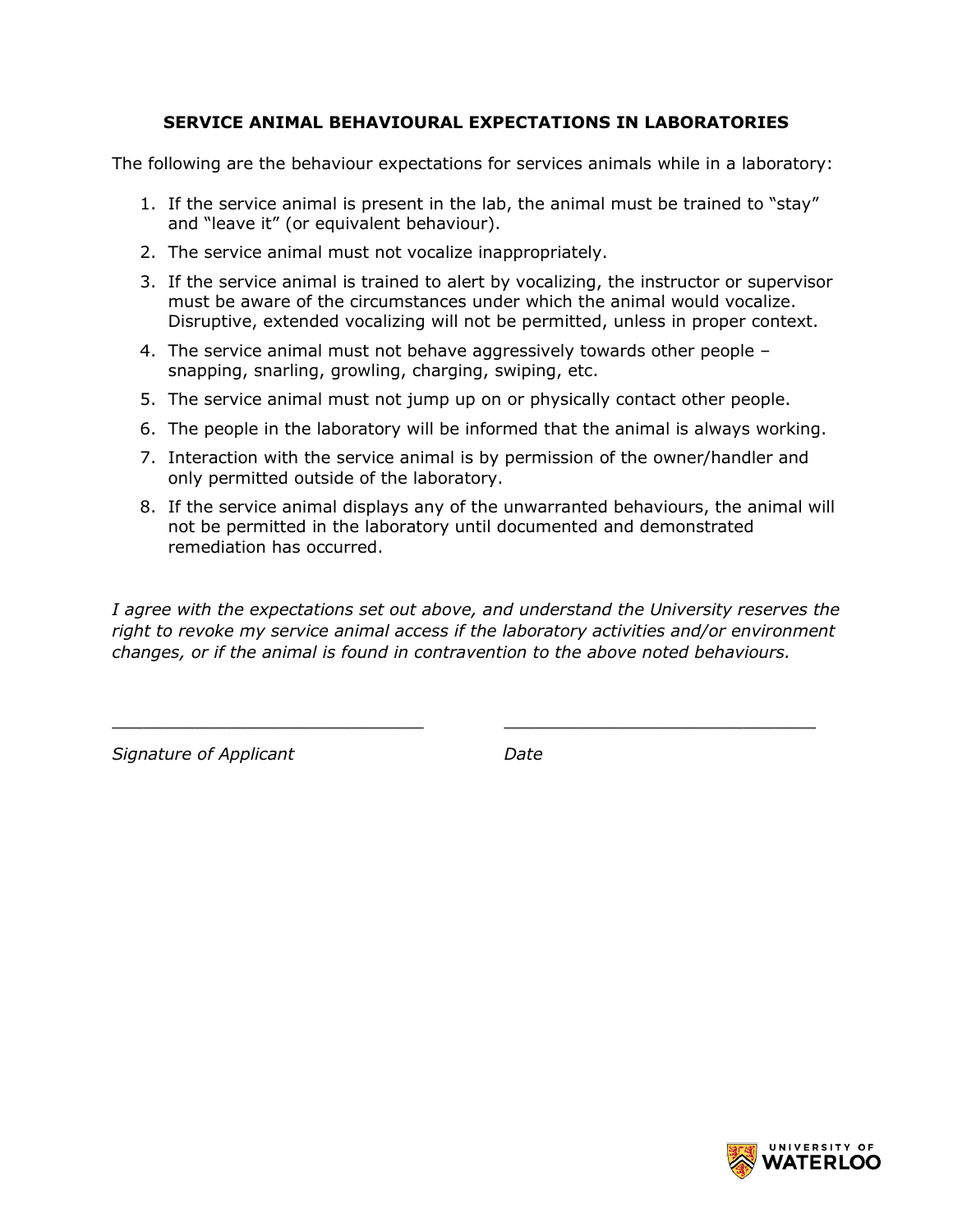## SERVICE ANIMAL BEHAVIOURAL EXPECTATIONS IN LABORATORIES

The following are the behaviour expectations for services animals while in a laboratory:

1. If the service animal is present in the lab, the animal must be trained to "stay" and "leave it" (or equivalent behaviour).
2. The service animal must not vocalize inappropriately.
3. If the service animal is trained to alert by vocalizing, the instructor or supervisor must be aware of the circumstances under which the animal would vocalize. Disruptive, extended vocalizing will not be permitted, unless in proper context.
4. The service animal must not behave aggressively towards other people – snapping, snarling, growling, charging, swiping, etc.
5. The service animal must not jump up on or physically contact other people.
6. The people in the laboratory will be informed that the animal is always working.
7. Interaction with the service animal is by permission of the owner/handler and only permitted outside of the laboratory.
8. If the service animal displays any of the unwarranted behaviours, the animal will not be permitted in the laboratory until documented and demonstrated remediation has occurred.

*I agree with the expectations set out above, and understand the University reserves the right to revoke my service animal access if the laboratory activities and/or environment changes, or if the animal is found in contravention to the above noted behaviours.*

______________________________ ______________________________

*Signature of Applicant* *Date*